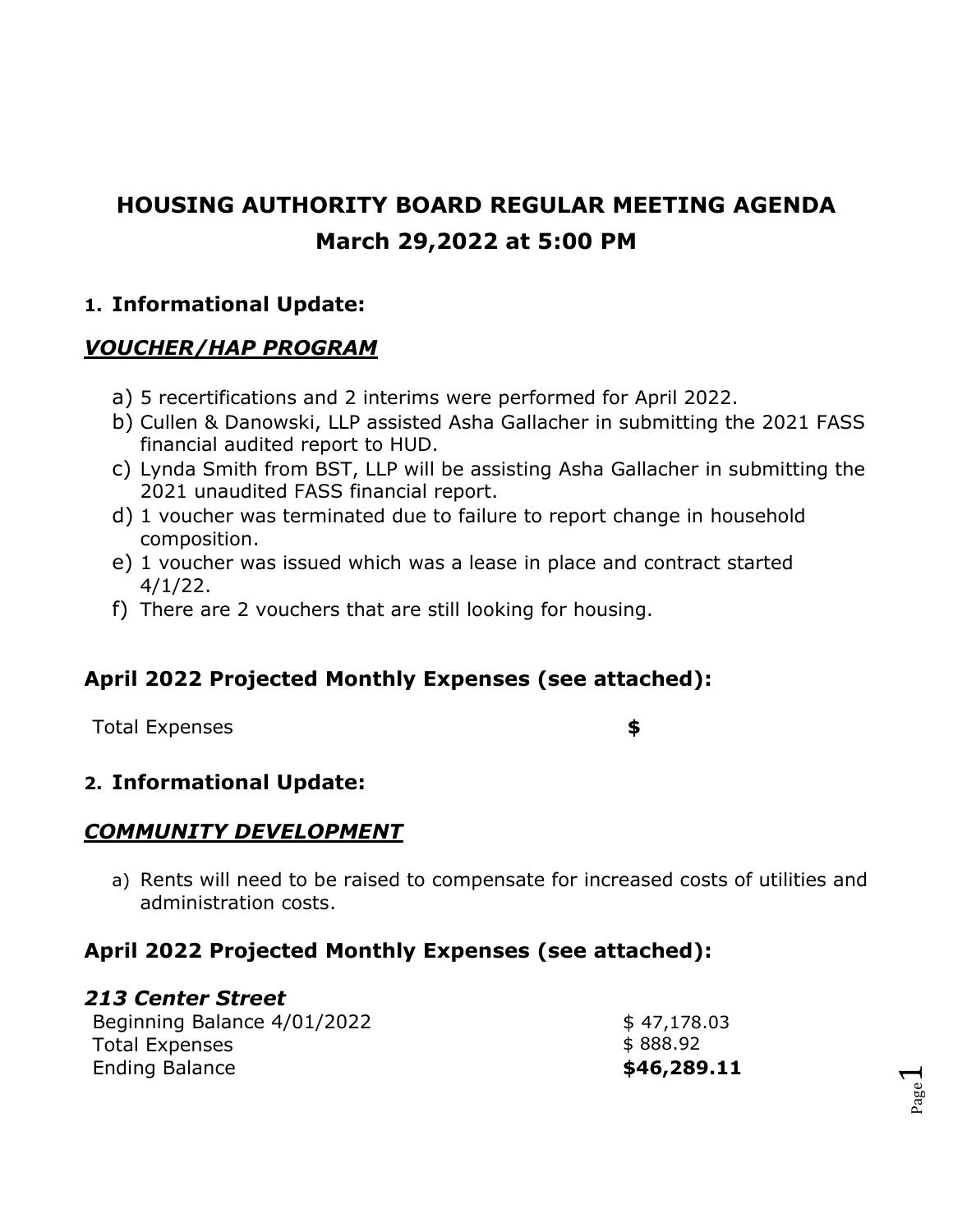# HOUSING AUTHORITY BOARD REGULAR MEETING AGENDA
## March 29,2022 at 5:00 PM

### 1. Informational Update:

### ***VOUCHER/HAP PROGRAM***

a) 5 recertifications and 2 interims were performed for April 2022.
b) Cullen & Danowski, LLP assisted Asha Gallacher in submitting the 2021 FASS financial audited report to HUD.
c) Lynda Smith from BST, LLP will be assisting Asha Gallacher in submitting the 2021 unaudited FASS financial report.
d) 1 voucher was terminated due to failure to report change in household composition.
e) 1 voucher was issued which was a lease in place and contract started 4/1/22.
f) There are 2 vouchers that are still looking for housing.

### April 2022 Projected Monthly Expenses (see attached):

| | |
|---|---|
| Total Expenses | **$** |

### 2. Informational Update:

### ***COMMUNITY DEVELOPMENT***

a) Rents will need to be raised to compensate for increased costs of utilities and administration costs.

### April 2022 Projected Monthly Expenses (see attached):

#### ***213 Center Street***

| | |
|---|---|
| Beginning Balance 4/01/2022 | $ 47,178.03 |
| Total Expenses | $ 888.92 |
| Ending Balance | **$46,289.11** |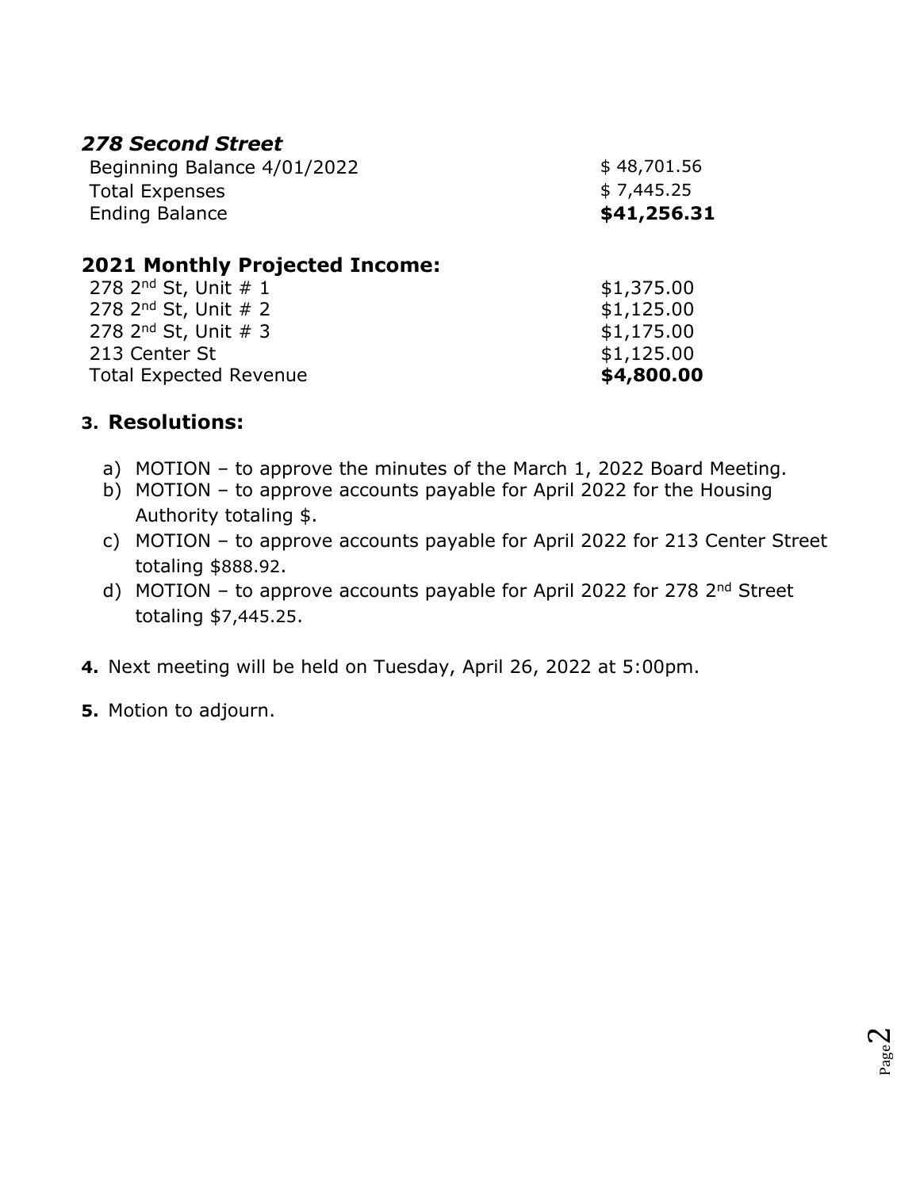### *278 Second Street*

| | |
|---|---|
| Beginning Balance 4/01/2022 | $ 48,701.56 |
| Total Expenses | $ 7,445.25 |
| Ending Balance | **$41,256.31** |

### 2021 Monthly Projected Income:

| | |
|---|---|
| 278 2nd St, Unit # 1 | $1,375.00 |
| 278 2nd St, Unit # 2 | $1,125.00 |
| 278 2nd St, Unit # 3 | $1,175.00 |
| 213 Center St | $1,125.00 |
| Total Expected Revenue | **$4,800.00** |

**3. Resolutions:**

a) MOTION – to approve the minutes of the March 1, 2022 Board Meeting.
b) MOTION – to approve accounts payable for April 2022 for the Housing Authority totaling $.
c) MOTION – to approve accounts payable for April 2022 for 213 Center Street totaling $888.92.
d) MOTION – to approve accounts payable for April 2022 for 278 2nd Street totaling $7,445.25.

**4.** Next meeting will be held on Tuesday, April 26, 2022 at 5:00pm.

**5.** Motion to adjourn.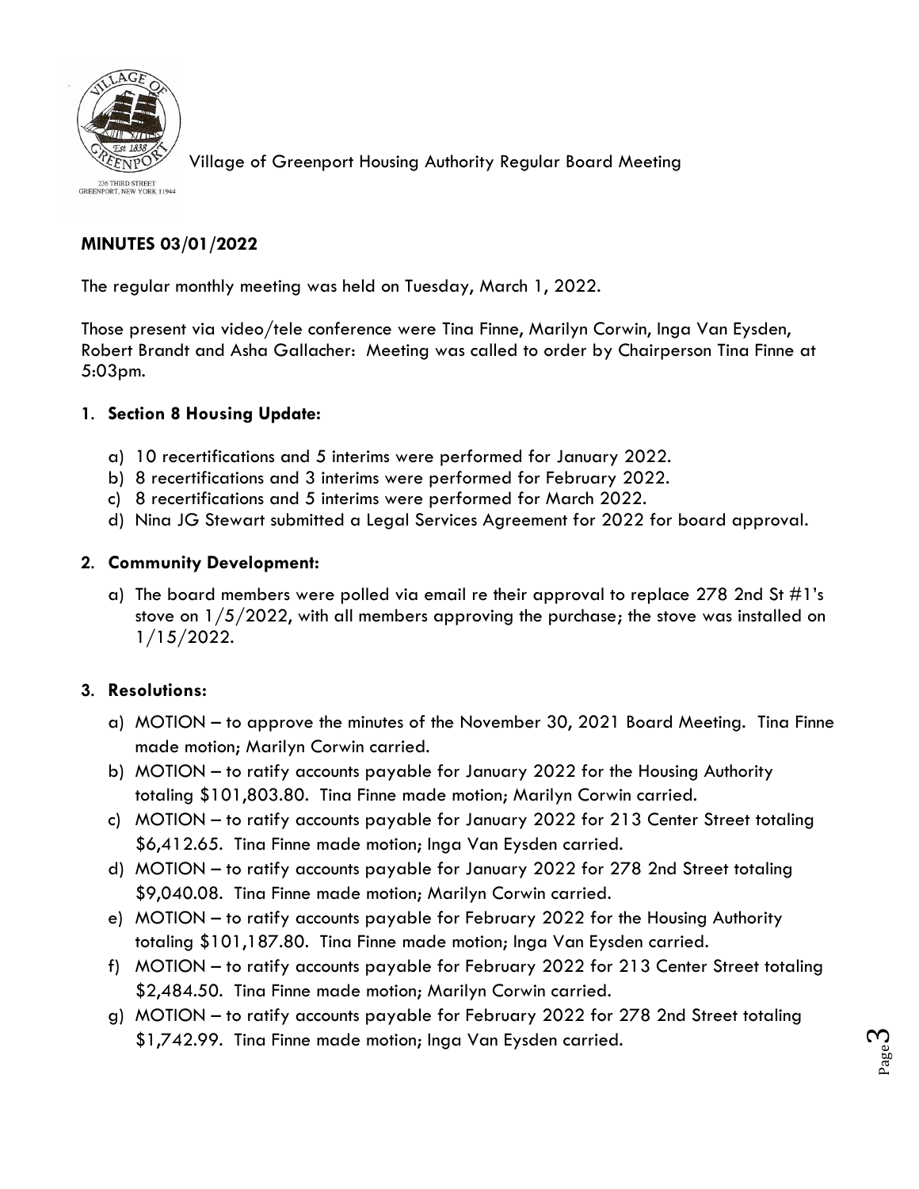Village of Greenport Housing Authority Regular Board Meeting

236 THIRD STREET
GREENPORT, NEW YORK 11944

**MINUTES 03/01/2022**

The regular monthly meeting was held on Tuesday, March 1, 2022.

Those present via video/tele conference were Tina Finne, Marilyn Corwin, Inga Van Eysden, Robert Brandt and Asha Gallacher: Meeting was called to order by Chairperson Tina Finne at 5:03pm.

1. **Section 8 Housing Update:**

   a) 10 recertifications and 5 interims were performed for January 2022.
   b) 8 recertifications and 3 interims were performed for February 2022.
   c) 8 recertifications and 5 interims were performed for March 2022.
   d) Nina JG Stewart submitted a Legal Services Agreement for 2022 for board approval.

2. **Community Development:**

   a) The board members were polled via email re their approval to replace 278 2nd St #1's stove on 1/5/2022, with all members approving the purchase; the stove was installed on 1/15/2022.

3. **Resolutions:**

   a) MOTION – to approve the minutes of the November 30, 2021 Board Meeting. Tina Finne made motion; Marilyn Corwin carried.
   b) MOTION – to ratify accounts payable for January 2022 for the Housing Authority totaling $101,803.80. Tina Finne made motion; Marilyn Corwin carried.
   c) MOTION – to ratify accounts payable for January 2022 for 213 Center Street totaling $6,412.65. Tina Finne made motion; Inga Van Eysden carried.
   d) MOTION – to ratify accounts payable for January 2022 for 278 2nd Street totaling $9,040.08. Tina Finne made motion; Marilyn Corwin carried.
   e) MOTION – to ratify accounts payable for February 2022 for the Housing Authority totaling $101,187.80. Tina Finne made motion; Inga Van Eysden carried.
   f) MOTION – to ratify accounts payable for February 2022 for 213 Center Street totaling $2,484.50. Tina Finne made motion; Marilyn Corwin carried.
   g) MOTION – to ratify accounts payable for February 2022 for 278 2nd Street totaling $1,742.99. Tina Finne made motion; Inga Van Eysden carried.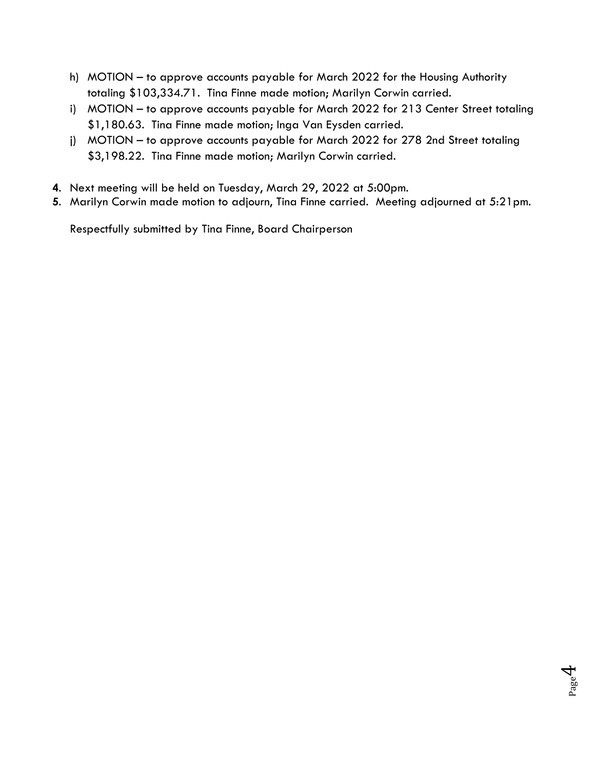h) MOTION – to approve accounts payable for March 2022 for the Housing Authority totaling $103,334.71. Tina Finne made motion; Marilyn Corwin carried.
i) MOTION – to approve accounts payable for March 2022 for 213 Center Street totaling $1,180.63. Tina Finne made motion; Inga Van Eysden carried.
j) MOTION – to approve accounts payable for March 2022 for 278 2nd Street totaling $3,198.22. Tina Finne made motion; Marilyn Corwin carried.

**4**. Next meeting will be held on Tuesday, March 29, 2022 at 5:00pm.

**5**. Marilyn Corwin made motion to adjourn, Tina Finne carried. Meeting adjourned at 5:21pm.

Respectfully submitted by Tina Finne, Board Chairperson